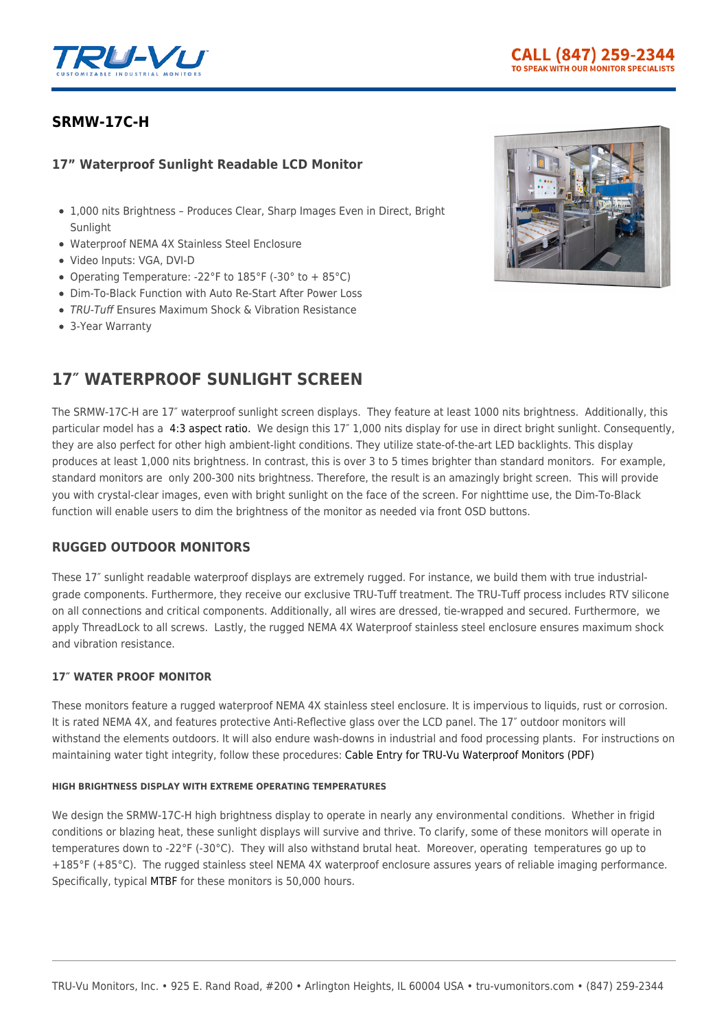## SRMW-17C-H

### 17" Waterproof Sunlight Readable LCD Monitor

- 1,000 nits Brightness – Produces Clear, Sharp Images Even in Direct, Bright Sunlight
- Waterproof NEMA 4X Stainless Steel Enclosure
- Video Inputs: VGA, DVI-D
- Operating Temperature: -22°F to 185°F (-30° to + 85°C)
- Dim-To-Black Function with Auto Re-Start After Power Loss
- *TRU-Tuff* Ensures Maximum Shock & Vibration Resistance
- 3-Year Warranty

# 17″ WATERPROOF SUNLIGHT SCREEN

The SRMW-17C-H are 17″ waterproof sunlight screen displays. They feature at least 1000 nits brightness. Additionally, this particular model has a 4:3 aspect ratio. We design this 17″ 1,000 nits display for use in direct bright sunlight. Consequently, they are also perfect for other high ambient-light conditions. They utilize state-of-the-art LED backlights. This display produces at least 1,000 nits brightness. In contrast, this is over 3 to 5 times brighter than standard monitors. For example, standard monitors are only 200-300 nits brightness. Therefore, the result is an amazingly bright screen. This will provide you with crystal-clear images, even with bright sunlight on the face of the screen. For nighttime use, the Dim-To-Black function will enable users to dim the brightness of the monitor as needed via front OSD buttons.

## RUGGED OUTDOOR MONITORS

These 17″ sunlight readable waterproof displays are extremely rugged. For instance, we build them with true industrial-grade components. Furthermore, they receive our exclusive TRU-Tuff treatment. The TRU-Tuff process includes RTV silicone on all connections and critical components. Additionally, all wires are dressed, tie-wrapped and secured. Furthermore, we apply ThreadLock to all screws. Lastly, the rugged NEMA 4X Waterproof stainless steel enclosure ensures maximum shock and vibration resistance.

### 17″ WATER PROOF MONITOR

These monitors feature a rugged waterproof NEMA 4X stainless steel enclosure. It is impervious to liquids, rust or corrosion. It is rated NEMA 4X, and features protective Anti-Reflective glass over the LCD panel. The 17″ outdoor monitors will withstand the elements outdoors. It will also endure wash-downs in industrial and food processing plants. For instructions on maintaining water tight integrity, follow these procedures: Cable Entry for TRU-Vu Waterproof Monitors (PDF)

#### HIGH BRIGHTNESS DISPLAY WITH EXTREME OPERATING TEMPERATURES

We design the SRMW-17C-H high brightness display to operate in nearly any environmental conditions. Whether in frigid conditions or blazing heat, these sunlight displays will survive and thrive. To clarify, some of these monitors will operate in temperatures down to -22°F (-30°C). They will also withstand brutal heat. Moreover, operating temperatures go up to +185°F (+85°C). The rugged stainless steel NEMA 4X waterproof enclosure assures years of reliable imaging performance. Specifically, typical MTBF for these monitors is 50,000 hours.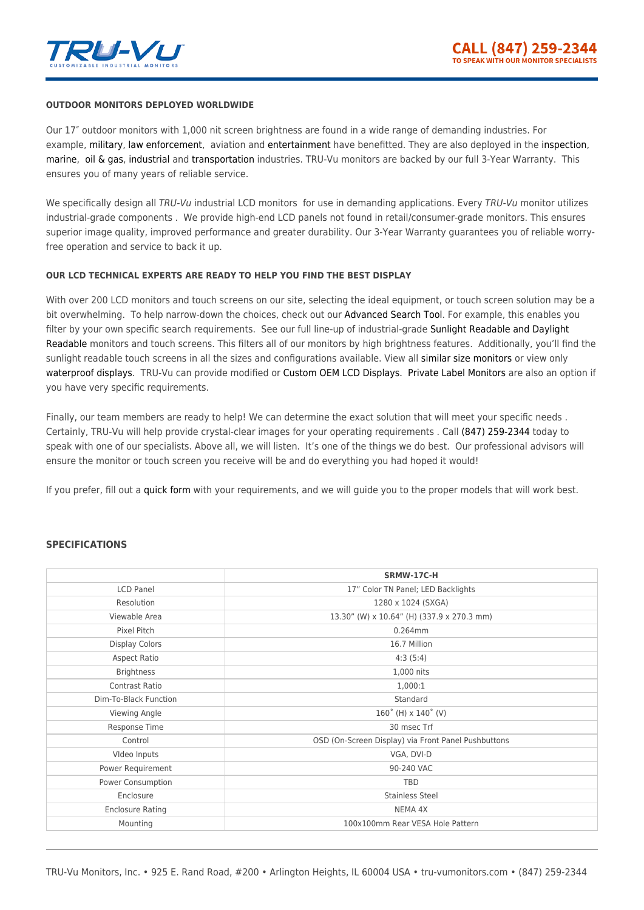### OUTDOOR MONITORS DEPLOYED WORLDWIDE

Our 17″ outdoor monitors with 1,000 nit screen brightness are found in a wide range of demanding industries. For example, military, law enforcement, aviation and entertainment have benefitted. They are also deployed in the inspection, marine, oil & gas, industrial and transportation industries. TRU-Vu monitors are backed by our full 3-Year Warranty. This ensures you of many years of reliable service.

We specifically design all *TRU-Vu* industrial LCD monitors for use in demanding applications. Every *TRU-Vu* monitor utilizes industrial-grade components . We provide high-end LCD panels not found in retail/consumer-grade monitors. This ensures superior image quality, improved performance and greater durability. Our 3-Year Warranty guarantees you of reliable worry-free operation and service to back it up.

### OUR LCD TECHNICAL EXPERTS ARE READY TO HELP YOU FIND THE BEST DISPLAY

With over 200 LCD monitors and touch screens on our site, selecting the ideal equipment, or touch screen solution may be a bit overwhelming. To help narrow-down the choices, check out our Advanced Search Tool. For example, this enables you filter by your own specific search requirements. See our full line-up of industrial-grade Sunlight Readable and Daylight Readable monitors and touch screens. This filters all of our monitors by high brightness features. Additionally, you'll find the sunlight readable touch screens in all the sizes and configurations available. View all similar size monitors or view only waterproof displays. TRU-Vu can provide modified or Custom OEM LCD Displays. Private Label Monitors are also an option if you have very specific requirements.

Finally, our team members are ready to help! We can determine the exact solution that will meet your specific needs . Certainly, TRU-Vu will help provide crystal-clear images for your operating requirements . Call (847) 259-2344 today to speak with one of our specialists. Above all, we will listen. It's one of the things we do best. Our professional advisors will ensure the monitor or touch screen you receive will be and do everything you had hoped it would!

If you prefer, fill out a quick form with your requirements, and we will guide you to the proper models that will work best.

### SPECIFICATIONS

| | SRMW-17C-H |
|---|---|
| LCD Panel | 17" Color TN Panel; LED Backlights |
| Resolution | 1280 x 1024 (SXGA) |
| Viewable Area | 13.30" (W) x 10.64" (H) (337.9 x 270.3 mm) |
| Pixel Pitch | 0.264mm |
| Display Colors | 16.7 Million |
| Aspect Ratio | 4:3 (5:4) |
| Brightness | 1,000 nits |
| Contrast Ratio | 1,000:1 |
| Dim-To-Black Function | Standard |
| Viewing Angle | 160˚ (H) x 140˚ (V) |
| Response Time | 30 msec Trf |
| Control | OSD (On-Screen Display) via Front Panel Pushbuttons |
| VIdeo Inputs | VGA, DVI-D |
| Power Requirement | 90-240 VAC |
| Power Consumption | TBD |
| Enclosure | Stainless Steel |
| Enclosure Rating | NEMA 4X |
| Mounting | 100x100mm Rear VESA Hole Pattern |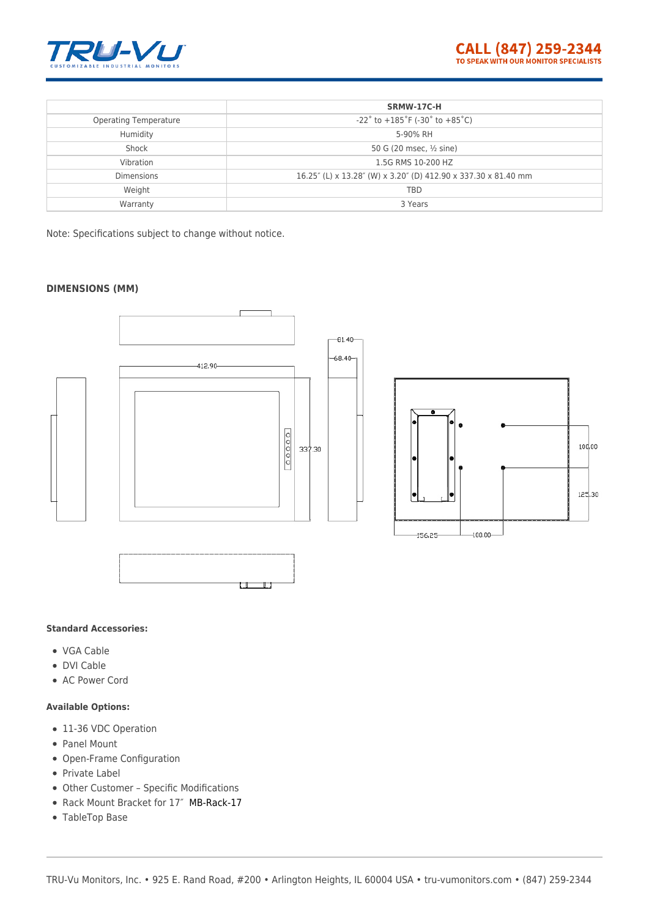| | SRMW-17C-H |
|---|---|
| Operating Temperature | -22˚ to +185˚F (-30˚ to +85˚C) |
| Humidity | 5-90% RH |
| Shock | 50 G (20 msec, ½ sine) |
| Vibration | 1.5G RMS 10-200 HZ |
| Dimensions | 16.25″ (L) x 13.28″ (W) x 3.20″ (D) 412.90 x 337.30 x 81.40 mm |
| Weight | TBD |
| Warranty | 3 Years |

Note: Specifications subject to change without notice.

**DIMENSIONS (MM)**

412.90
337.30
81.40
68.40
100.00
125.30
156.25
100.00

**Standard Accessories:**

- VGA Cable
- DVI Cable
- AC Power Cord

**Available Options:**

- 11-36 VDC Operation
- Panel Mount
- Open-Frame Configuration
- Private Label
- Other Customer – Specific Modifications
- Rack Mount Bracket for 17″ MB-Rack-17
- TableTop Base